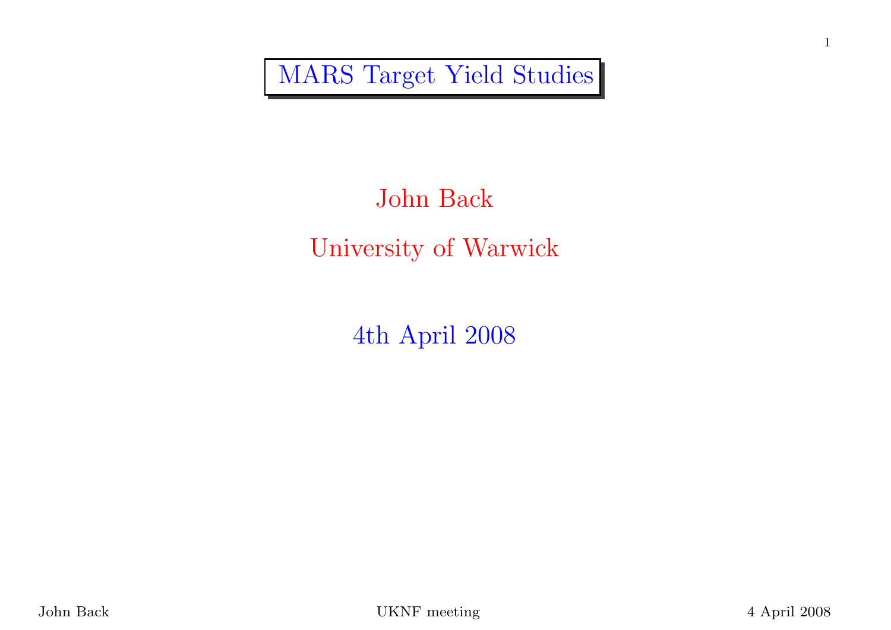# MARS Target Yield Studies

John Back

University of Warwick

4th April 2008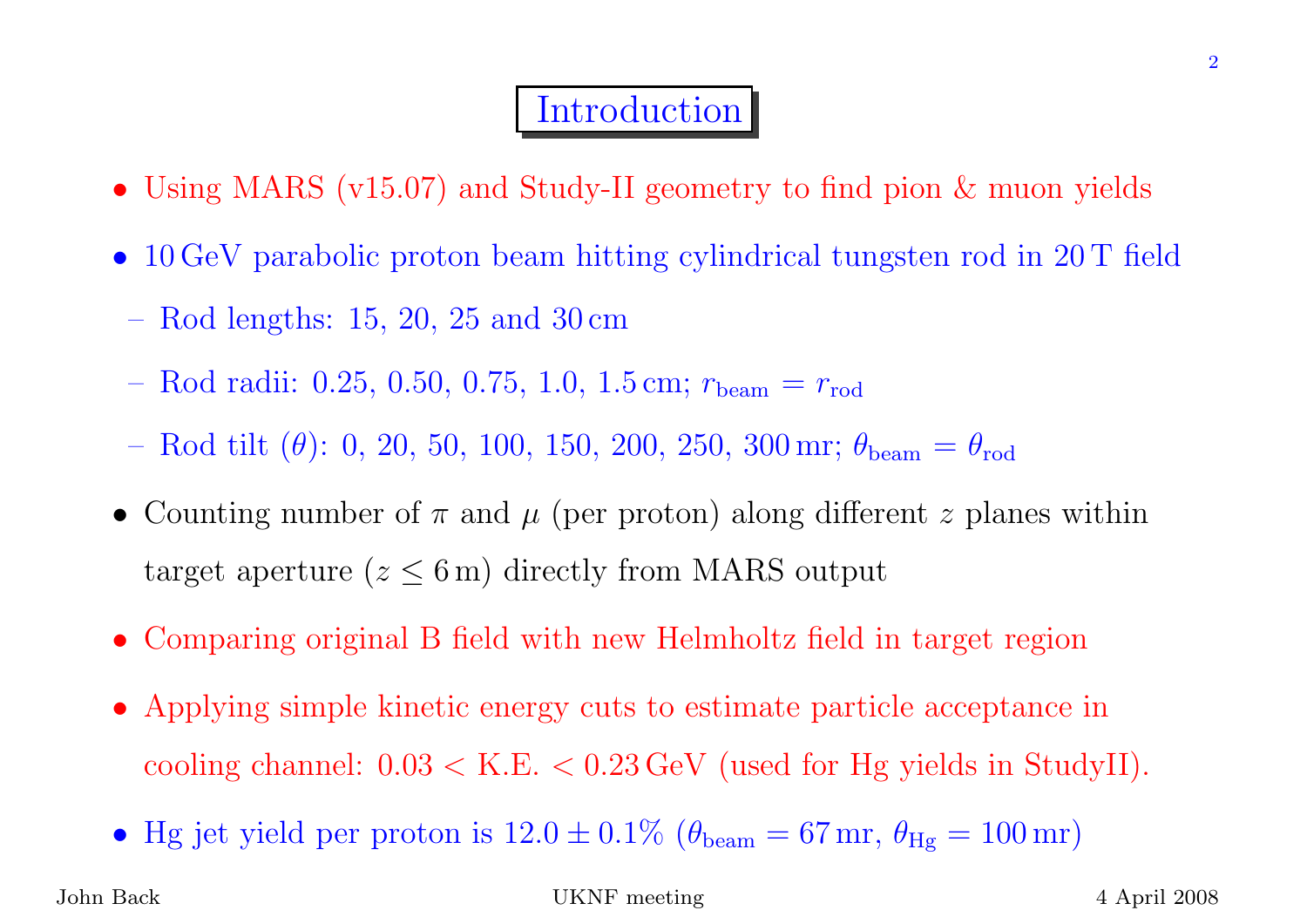# Introduction

- Using MARS (v15.07) and Study-II geometry to find pion & muon yields
- 10 GeV parabolic proton beam hitting cylindrical tungsten rod in 20 T field
  - Rod lengths: 15, 20, 25 and 30 cm
  - Rod radii: 0.25, 0.50, 0.75, 1.0, 1.5 cm; $r_{\text{beam}} = r_{\text{rod}}$
  - Rod tilt ($\theta$): 0, 20, 50, 100, 150, 200, 250, 300 mr; $\theta_{\text{beam}} = \theta_{\text{rod}}$
- Counting number of $\pi$ and $\mu$ (per proton) along different $z$ planes within target aperture ($z \leq 6$ m) directly from MARS output
- Comparing original B field with new Helmholtz field in target region
- Applying simple kinetic energy cuts to estimate particle acceptance in cooling channel: $0.03 <$ K.E. $< 0.23$ GeV (used for Hg yields in StudyII).
- Hg jet yield per proton is $12.0 \pm 0.1\%$ ($\theta_{\text{beam}} = 67$ mr, $\theta_{\text{Hg}} = 100$ mr)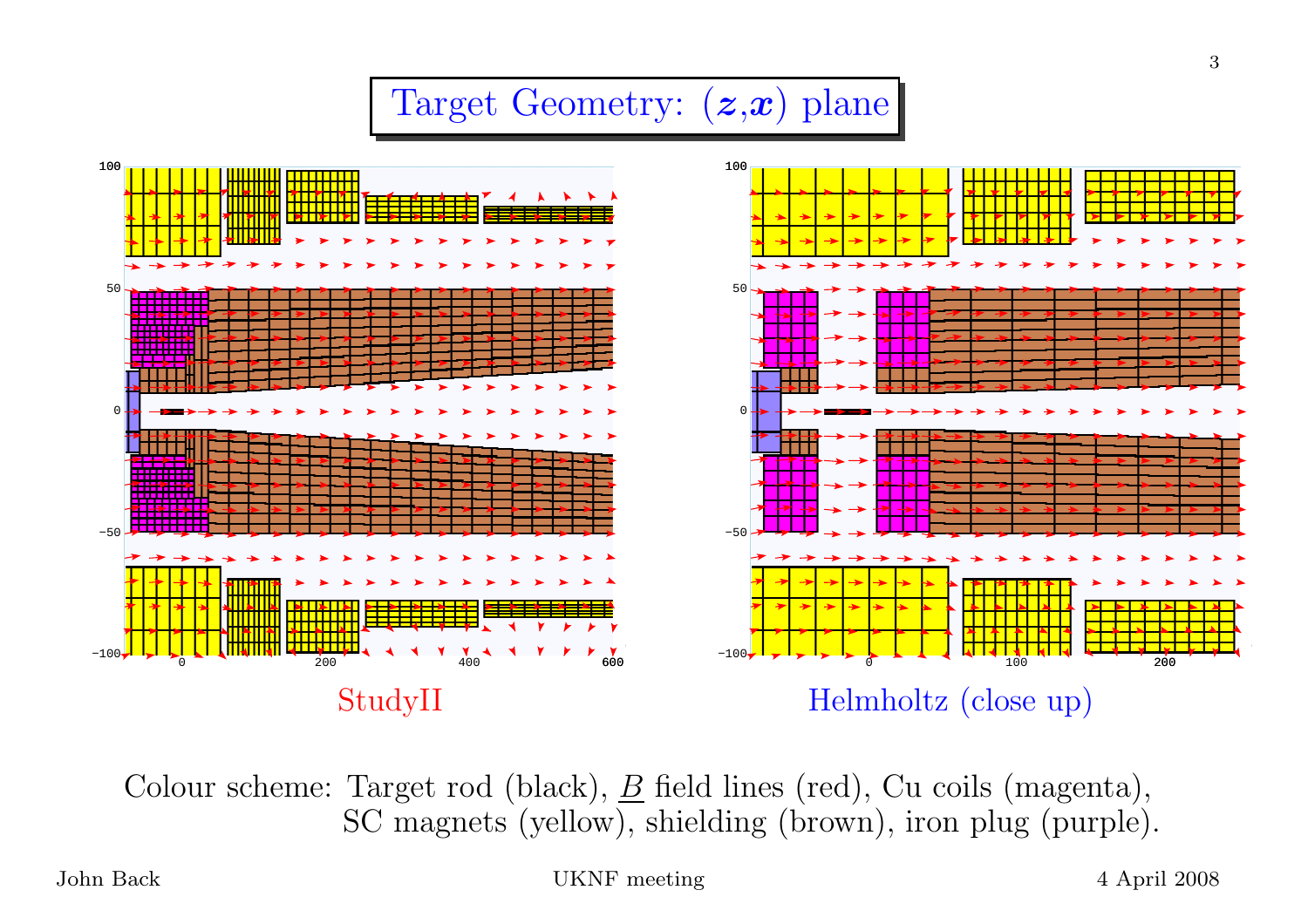# Target Geometry: $(\boldsymbol{z},\boldsymbol{x})$ plane

100
50
0
−50
−100
0
200
400
600

StudyII

100
50
0
−50
−100
0
100
200

Helmholtz (close up)

Colour scheme: Target rod (black), $\underline{B}$ field lines (red), Cu coils (magenta), SC magnets (yellow), shielding (brown), iron plug (purple).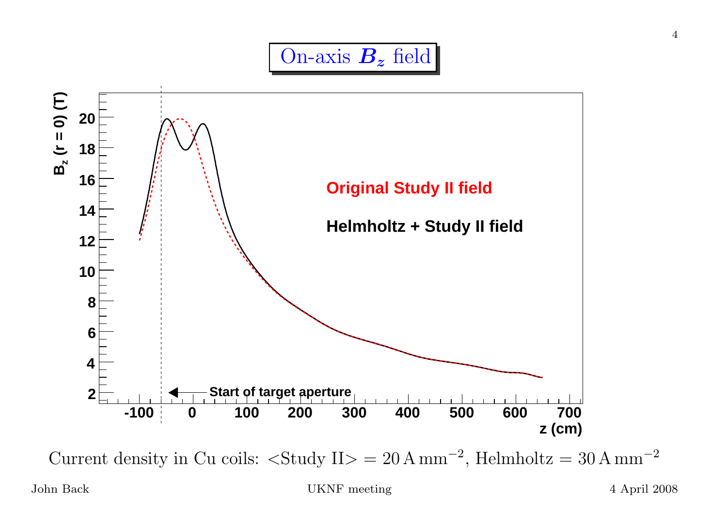# On-axis $B_z$ field

$B_z$ (r = 0) (T)

20
18
16
14
12
10
8
6
4
2

-100
0
100
200
300
400
500
600
700

z (cm)

Original Study II field

Helmholtz + Study II field

Start of target aperture

Current density in Cu coils: <Study II> $= 20\,\mathrm{A\,mm^{-2}}$, Helmholtz $= 30\,\mathrm{A\,mm^{-2}}$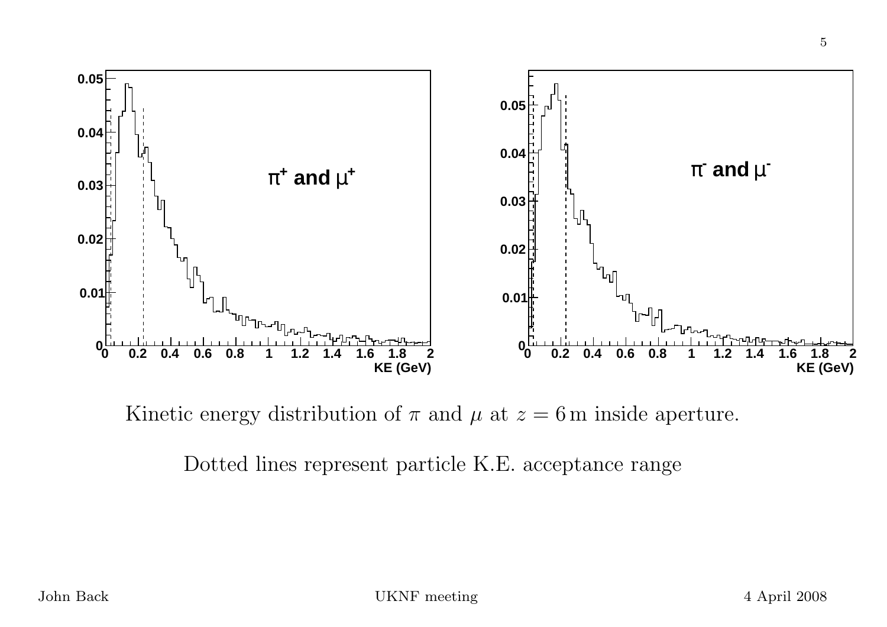0.05
0.04
0.03
0.02
0.01
0
0 0.2 0.4 0.6 0.8 1 1.2 1.4 1.6 1.8 2
KE (GeV)
$\pi^+$ and $\mu^+$

0.05
0.04
0.03
0.02
0.01
0
0 0.2 0.4 0.6 0.8 1 1.2 1.4 1.6 1.8 2
KE (GeV)
$\pi^-$ and $\mu^-$

Kinetic energy distribution of $\pi$ and $\mu$ at $z = 6\,\text{m}$ inside aperture.

Dotted lines represent particle K.E. acceptance range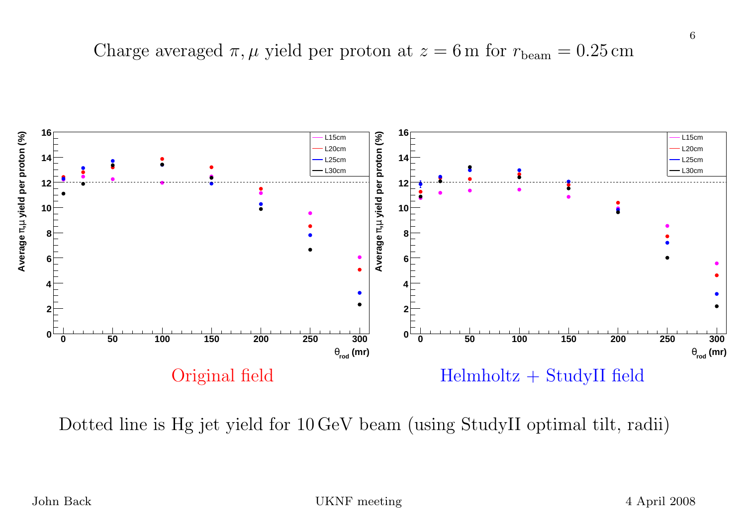# Charge averaged $\pi, \mu$ yield per proton at $z = 6\,\mathrm{m}$ for $r_{\mathrm{beam}} = 0.25\,\mathrm{cm}$

Average π,μ yield per proton (%)

0 2 4 6 8 10 12 14 16

0 50 100 150 200 250 300

$\theta_{rod}$ (mr)

L15cm
L20cm
L25cm
L30cm

Original field

Average π,μ yield per proton (%)

0 2 4 6 8 10 12 14 16

0 50 100 150 200 250 300

$\theta_{rod}$ (mr)

L15cm
L20cm
L25cm
L30cm

Helmholtz + StudyII field

Dotted line is Hg jet yield for 10 GeV beam (using StudyII optimal tilt, radii)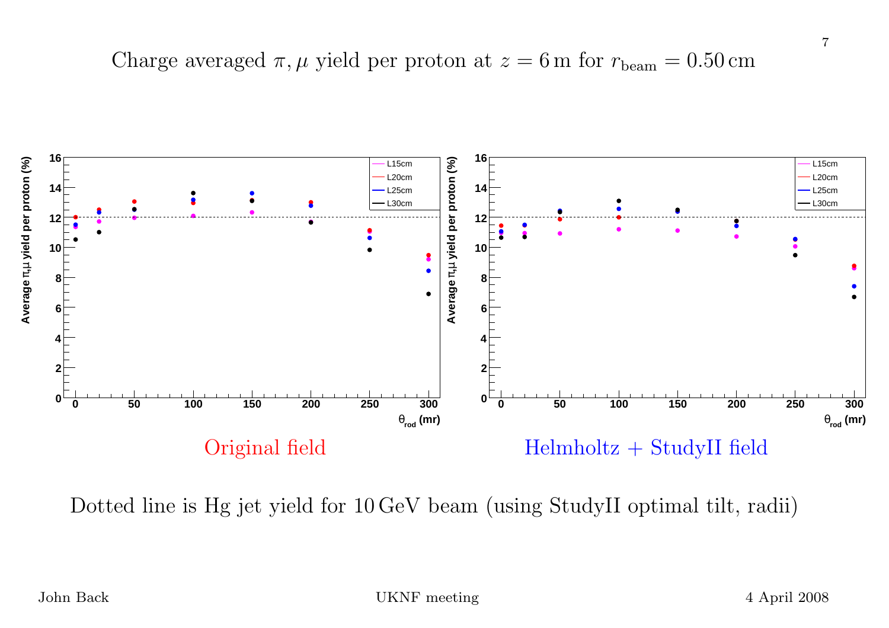# Charge averaged $\pi, \mu$ yield per proton at $z = 6\,\mathrm{m}$ for $r_{\mathrm{beam}} = 0.50\,\mathrm{cm}$

Average π,μ yield per proton (%)

16
14
12
10
8
6
4
2
0

0 50 100 150 200 250 300

$\theta_{\mathrm{rod}}$ (mr)

L15cm
L20cm
L25cm
L30cm

Original field

Average π,μ yield per proton (%)

16
14
12
10
8
6
4
2
0

0 50 100 150 200 250 300

$\theta_{\mathrm{rod}}$ (mr)

L15cm
L20cm
L25cm
L30cm

Helmholtz + StudyII field

Dotted line is Hg jet yield for 10 GeV beam (using StudyII optimal tilt, radii)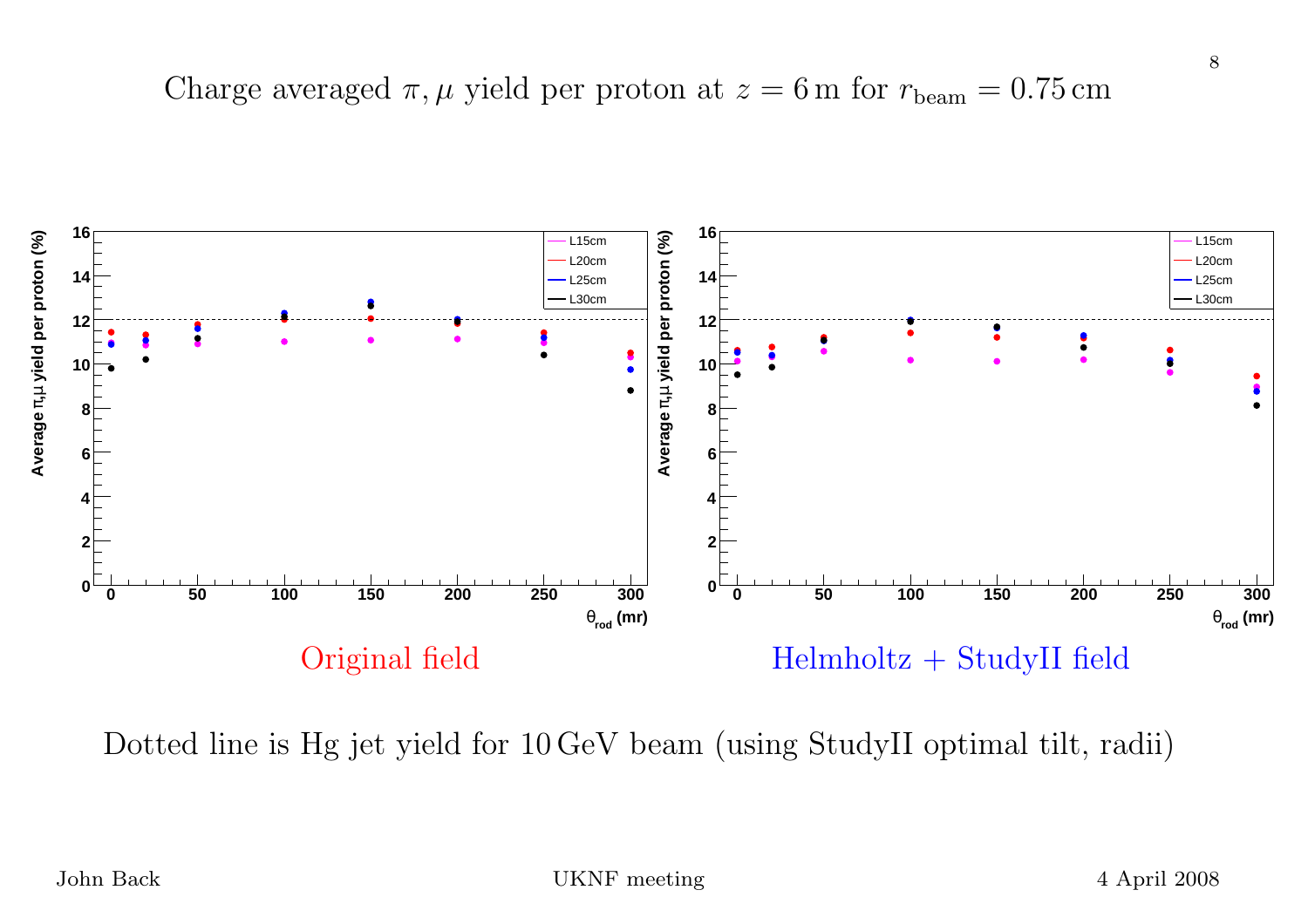# Charge averaged $\pi, \mu$ yield per proton at $z = 6\,\text{m}$ for $r_{\text{beam}} = 0.75\,\text{cm}$

Average π,μ yield per proton (%)

16
14
12
10
8
6
4
2
0

0 50 100 150 200 250 300

$\theta_{\text{rod}}$ (mr)

L15cm
L20cm
L25cm
L30cm

Original field

Average π,μ yield per proton (%)

16
14
12
10
8
6
4
2
0

0 50 100 150 200 250 300

$\theta_{\text{rod}}$ (mr)

L15cm
L20cm
L25cm
L30cm

Helmholtz + StudyII field

Dotted line is Hg jet yield for 10 GeV beam (using StudyII optimal tilt, radii)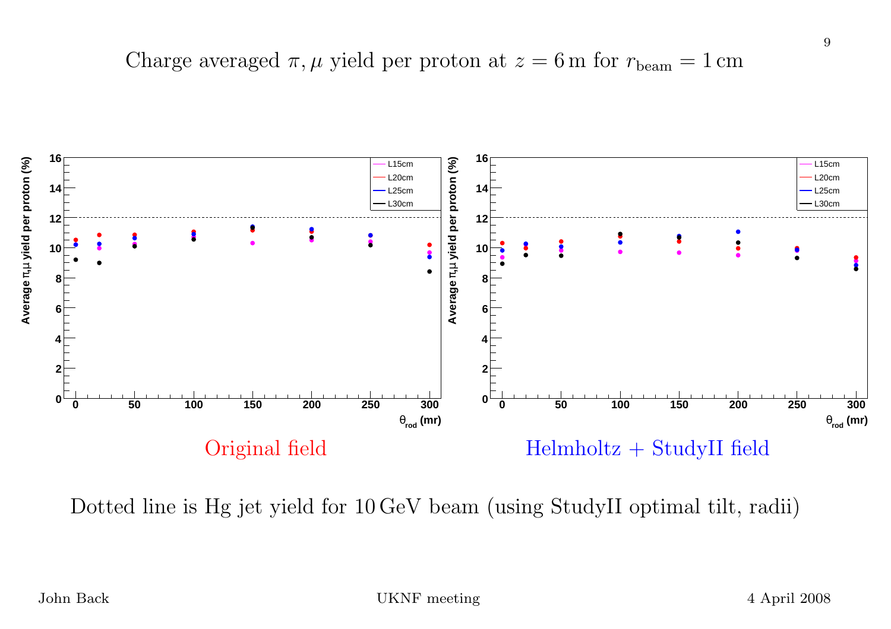# Charge averaged $\pi, \mu$ yield per proton at $z = 6\,\mathrm{m}$ for $r_{\mathrm{beam}} = 1\,\mathrm{cm}$

Average π,μ yield per proton (%)

16
14
12
10
8
6
4
2
0

0 50 100 150 200 250 300

$\theta_{rod}$ (mr)

L15cm
L20cm
L25cm
L30cm

Original field

Average π,μ yield per proton (%)

16
14
12
10
8
6
4
2
0

0 50 100 150 200 250 300

$\theta_{rod}$ (mr)

L15cm
L20cm
L25cm
L30cm

Helmholtz + StudyII field

Dotted line is Hg jet yield for 10 GeV beam (using StudyII optimal tilt, radii)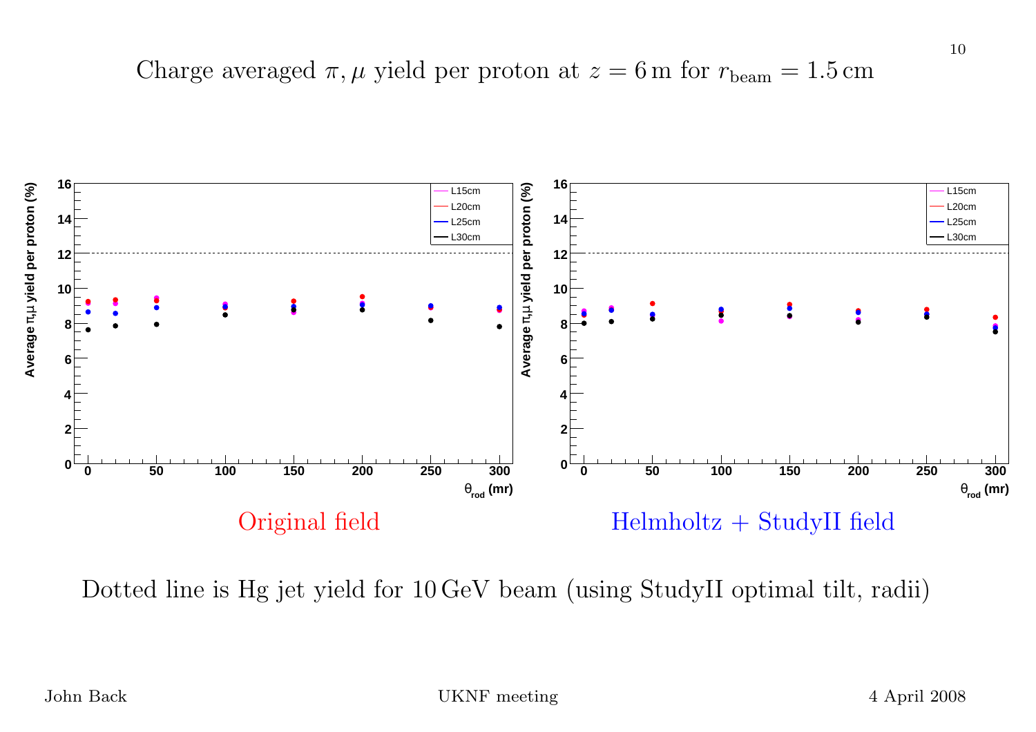# Charge averaged $\pi, \mu$ yield per proton at $z = 6\,\text{m}$ for $r_{\text{beam}} = 1.5\,\text{cm}$

Average π,μ yield per proton (%)

0
2
4
6
8
10
12
14
16

0 50 100 150 200 250 300

$\theta_{\text{rod}}$ (mr)

L15cm
L20cm
L25cm
L30cm

Original field

Average π,μ yield per proton (%)

0
2
4
6
8
10
12
14
16

0 50 100 150 200 250 300

$\theta_{\text{rod}}$ (mr)

L15cm
L20cm
L25cm
L30cm

Helmholtz + StudyII field

Dotted line is Hg jet yield for 10 GeV beam (using StudyII optimal tilt, radii)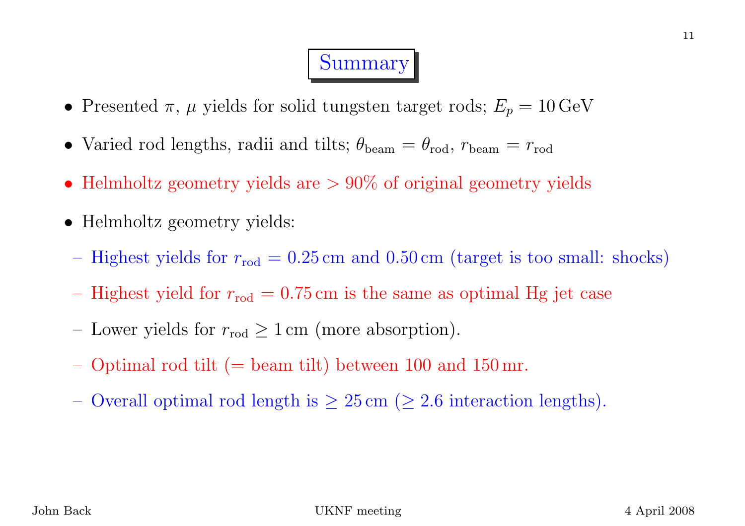# Summary

- Presented $\pi$, $\mu$ yields for solid tungsten target rods; $E_p = 10\,\text{GeV}$
- Varied rod lengths, radii and tilts; $\theta_{\text{beam}} = \theta_{\text{rod}}$, $r_{\text{beam}} = r_{\text{rod}}$
- Helmholtz geometry yields are $> 90\%$ of original geometry yields
- Helmholtz geometry yields:
  - Highest yields for $r_{\text{rod}} = 0.25\,\text{cm}$ and $0.50\,\text{cm}$ (target is too small: shocks)
  - Highest yield for $r_{\text{rod}} = 0.75\,\text{cm}$ is the same as optimal Hg jet case
  - Lower yields for $r_{\text{rod}} \geq 1\,\text{cm}$ (more absorption).
  - Optimal rod tilt (= beam tilt) between 100 and 150 mr.
  - Overall optimal rod length is $\geq 25\,\text{cm}$ ($\geq 2.6$ interaction lengths).